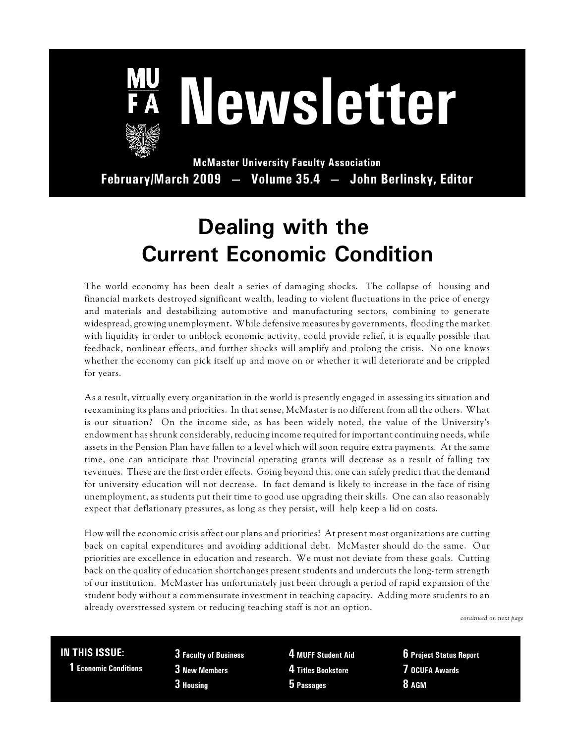# Newsletter

**McMaster University Faculty Association**

**February/March 2009 — Volume 35.4 — John Berlinsky, Editor**

## Dealing with the Current Economic Condition

The world economy has been dealt a series of damaging shocks. The collapse of housing and financial markets destroyed significant wealth, leading to violent fluctuations in the price of energy and materials and destabilizing automotive and manufacturing sectors, combining to generate widespread, growing unemployment. While defensive measures by governments, flooding the market with liquidity in order to unblock economic activity, could provide relief, it is equally possible that feedback, nonlinear effects, and further shocks will amplify and prolong the crisis. No one knows whether the economy can pick itself up and move on or whether it will deteriorate and be crippled for years.

As a result, virtually every organization in the world is presently engaged in assessing its situation and reexamining its plans and priorities. In that sense, McMaster is no different from all the others. What is our situation? On the income side, as has been widely noted, the value of the University's endowment has shrunk considerably, reducing income required for important continuing needs, while assets in the Pension Plan have fallen to a level which will soon require extra payments. At the same time, one can anticipate that Provincial operating grants will decrease as a result of falling tax revenues. These are the first order effects. Going beyond this, one can safely predict that the demand for university education will not decrease. In fact demand is likely to increase in the face of rising unemployment, as students put their time to good use upgrading their skills. One can also reasonably expect that deflationary pressures, as long as they persist, will help keep a lid on costs.

How will the economic crisis affect our plans and priorities? At present most organizations are cutting back on capital expenditures and avoiding additional debt. McMaster should do the same. Our priorities are excellence in education and research. We must not deviate from these goals. Cutting back on the quality of education shortchanges present students and undercuts the long-term strength of our institution. McMaster has unfortunately just been through a period of rapid expansion of the student body without a commensurate investment in teaching capacity. Adding more students to an already overstressed system or reducing teaching staff is not an option.

*continued on next page*

**IN THIS ISSUE:**

- **1** Economic Conditions
- **3** Faculty of Business
- **3** New Members
- **3** Housing
- **4** MUFF Student Aid
- **4** Titles Bookstore
- **5** Passages
- **6** Project Status Report
- **7** OCUFA Awards
- **8** AGM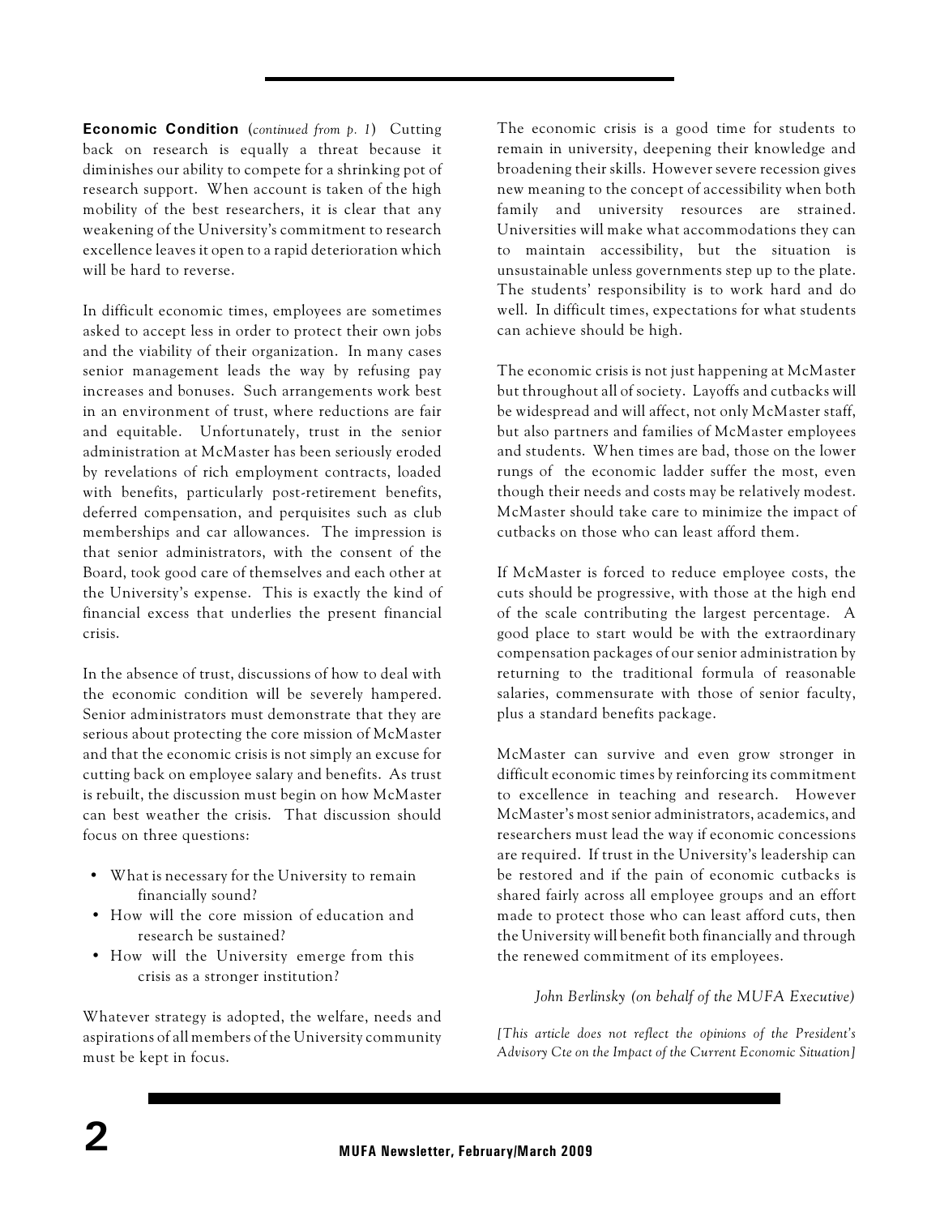**Economic Condition** (*continued from p. 1*) Cutting back on research is equally a threat because it diminishes our ability to compete for a shrinking pot of research support. When account is taken of the high mobility of the best researchers, it is clear that any weakening of the University's commitment to research excellence leaves it open to a rapid deterioration which will be hard to reverse.

In difficult economic times, employees are sometimes asked to accept less in order to protect their own jobs and the viability of their organization. In many cases senior management leads the way by refusing pay increases and bonuses. Such arrangements work best in an environment of trust, where reductions are fair and equitable. Unfortunately, trust in the senior administration at McMaster has been seriously eroded by revelations of rich employment contracts, loaded with benefits, particularly post-retirement benefits, deferred compensation, and perquisites such as club memberships and car allowances. The impression is that senior administrators, with the consent of the Board, took good care of themselves and each other at the University's expense. This is exactly the kind of financial excess that underlies the present financial crisis.

In the absence of trust, discussions of how to deal with the economic condition will be severely hampered. Senior administrators must demonstrate that they are serious about protecting the core mission of McMaster and that the economic crisis is not simply an excuse for cutting back on employee salary and benefits. As trust is rebuilt, the discussion must begin on how McMaster can best weather the crisis. That discussion should focus on three questions:

- What is necessary for the University to remain financially sound?
- How will the core mission of education and research be sustained?
- How will the University emerge from this crisis as a stronger institution?

Whatever strategy is adopted, the welfare, needs and aspirations of all members of the University community must be kept in focus.

The economic crisis is a good time for students to remain in university, deepening their knowledge and broadening their skills. However severe recession gives new meaning to the concept of accessibility when both family and university resources are strained. Universities will make what accommodations they can to maintain accessibility, but the situation is unsustainable unless governments step up to the plate. The students' responsibility is to work hard and do well. In difficult times, expectations for what students can achieve should be high.

The economic crisis is not just happening at McMaster but throughout all of society. Layoffs and cutbacks will be widespread and will affect, not only McMaster staff, but also partners and families of McMaster employees and students. When times are bad, those on the lower rungs of the economic ladder suffer the most, even though their needs and costs may be relatively modest. McMaster should take care to minimize the impact of cutbacks on those who can least afford them.

If McMaster is forced to reduce employee costs, the cuts should be progressive, with those at the high end of the scale contributing the largest percentage. A good place to start would be with the extraordinary compensation packages of our senior administration by returning to the traditional formula of reasonable salaries, commensurate with those of senior faculty, plus a standard benefits package.

McMaster can survive and even grow stronger in difficult economic times by reinforcing its commitment to excellence in teaching and research. However McMaster's most senior administrators, academics, and researchers must lead the way if economic concessions are required. If trust in the University's leadership can be restored and if the pain of economic cutbacks is shared fairly across all employee groups and an effort made to protect those who can least afford cuts, then the University will benefit both financially and through the renewed commitment of its employees.

*John Berlinsky (on behalf of the MUFA Executive)*

*[This article does not reflect the opinions of the President's Advisory Cte on the Impact of the Current Economic Situation]*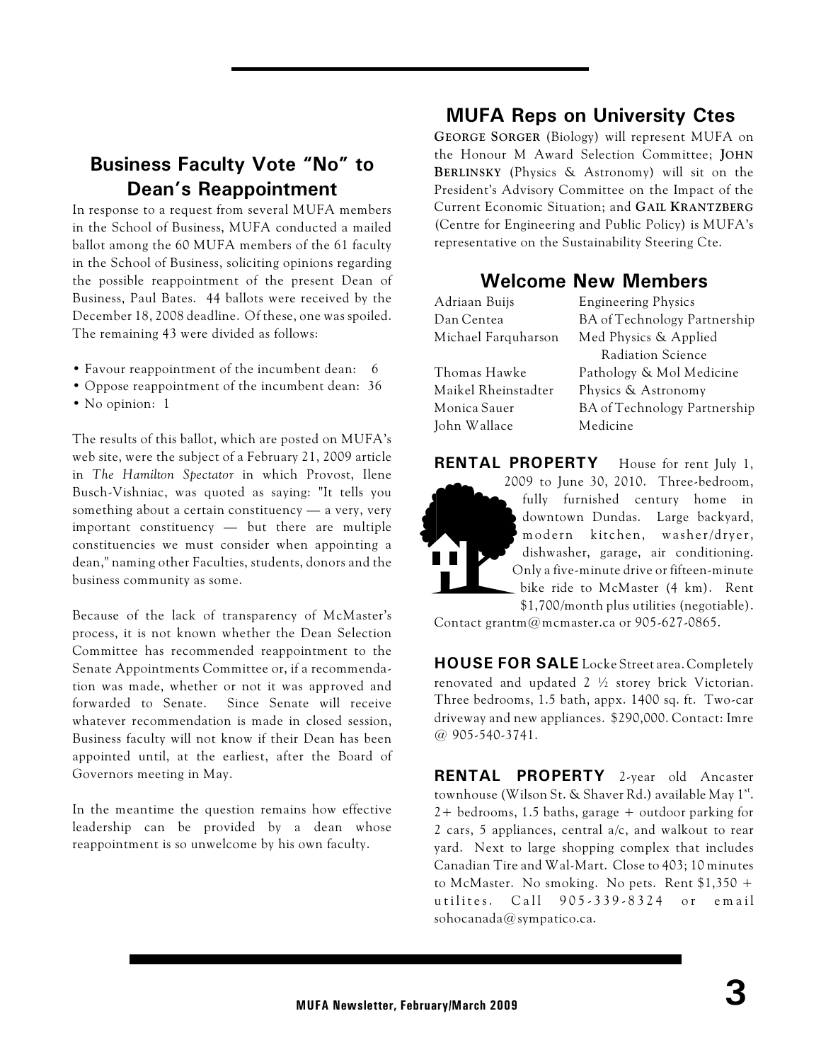## Business Faculty Vote "No" to Dean's Reappointment

In response to a request from several MUFA members in the School of Business, MUFA conducted a mailed ballot among the 60 MUFA members of the 61 faculty in the School of Business, soliciting opinions regarding the possible reappointment of the present Dean of Business, Paul Bates. 44 ballots were received by the December 18, 2008 deadline. Of these, one was spoiled. The remaining 43 were divided as follows:

- Favour reappointment of the incumbent dean: 6
- Oppose reappointment of the incumbent dean: 36
- No opinion: 1

The results of this ballot, which are posted on MUFA's web site, were the subject of a February 21, 2009 article in *The Hamilton Spectator* in which Provost, Ilene Busch-Vishniac, was quoted as saying: "It tells you something about a certain constituency — a very, very important constituency — but there are multiple constituencies we must consider when appointing a dean," naming other Faculties, students, donors and the business community as some.

Because of the lack of transparency of McMaster's process, it is not known whether the Dean Selection Committee has recommended reappointment to the Senate Appointments Committee or, if a recommendation was made, whether or not it was approved and forwarded to Senate. Since Senate will receive whatever recommendation is made in closed session, Business faculty will not know if their Dean has been appointed until, at the earliest, after the Board of Governors meeting in May.

In the meantime the question remains how effective leadership can be provided by a dean whose reappointment is so unwelcome by his own faculty.

## MUFA Reps on University Ctes

**George Sorger** (Biology) will represent MUFA on the Honour M Award Selection Committee; **John Berlinsky** (Physics & Astronomy) will sit on the President's Advisory Committee on the Impact of the Current Economic Situation; and **Gail Krantzberg** (Centre for Engineering and Public Policy) is MUFA's representative on the Sustainability Steering Cte.

## Welcome New Members

| | |
|---|---|
| Adriaan Buijs | Engineering Physics |
| Dan Centea | BA of Technology Partnership |
| Michael Farquharson | Med Physics & Applied Radiation Science |
| Thomas Hawke | Pathology & Mol Medicine |
| Maikel Rheinstadter | Physics & Astronomy |
| Monica Sauer | BA of Technology Partnership |
| John Wallace | Medicine |

**RENTAL PROPERTY** House for rent July 1, 2009 to June 30, 2010. Three-bedroom, fully furnished century home in downtown Dundas. Large backyard, modern kitchen, washer/dryer, dishwasher, garage, air conditioning. Only a five-minute drive or fifteen-minute bike ride to McMaster (4 km). Rent $1,700/month plus utilities (negotiable). Contact grantm@mcmaster.ca or 905-627-0865.

**HOUSE FOR SALE** Locke Street area. Completely renovated and updated 2 ½ storey brick Victorian. Three bedrooms, 1.5 bath, appx. 1400 sq. ft. Two-car driveway and new appliances. $290,000. Contact: Imre @ 905-540-3741.

**RENTAL PROPERTY** 2-year old Ancaster townhouse (Wilson St. & Shaver Rd.) available May 1st. 2+ bedrooms, 1.5 baths, garage + outdoor parking for 2 cars, 5 appliances, central a/c, and walkout to rear yard. Next to large shopping complex that includes Canadian Tire and Wal-Mart. Close to 403; 10 minutes to McMaster. No smoking. No pets. Rent $1,350 + utilites. Call 905-339-8324 or email sohocanada@sympatico.ca.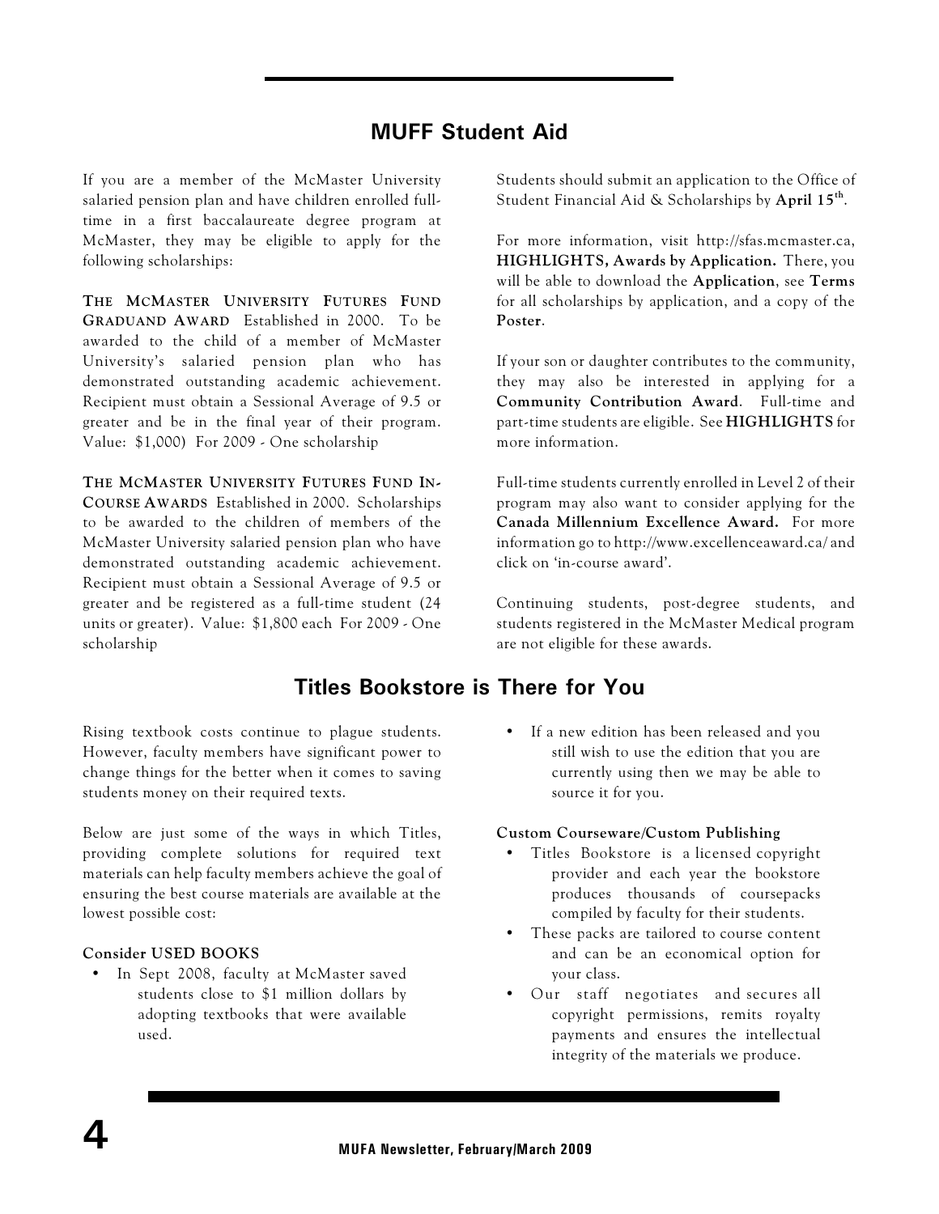## MUFF Student Aid

If you are a member of the McMaster University salaried pension plan and have children enrolled full-time in a first baccalaureate degree program at McMaster, they may be eligible to apply for the following scholarships:

**THE MCMASTER UNIVERSITY FUTURES FUND GRADUAND AWARD** Established in 2000. To be awarded to the child of a member of McMaster University's salaried pension plan who has demonstrated outstanding academic achievement. Recipient must obtain a Sessional Average of 9.5 or greater and be in the final year of their program. Value: $1,000) For 2009 - One scholarship

**THE MCMASTER UNIVERSITY FUTURES FUND IN-COURSE AWARDS** Established in 2000. Scholarships to be awarded to the children of members of the McMaster University salaried pension plan who have demonstrated outstanding academic achievement. Recipient must obtain a Sessional Average of 9.5 or greater and be registered as a full-time student (24 units or greater). Value: $1,800 each For 2009 - One scholarship

Students should submit an application to the Office of Student Financial Aid & Scholarships by **April 15th**.

For more information, visit http://sfas.mcmaster.ca, **HIGHLIGHTS, Awards by Application.** There, you will be able to download the **Application**, see **Terms** for all scholarships by application, and a copy of the **Poster**.

If your son or daughter contributes to the community, they may also be interested in applying for a **Community Contribution Award**. Full-time and part-time students are eligible. See **HIGHLIGHTS** for more information.

Full-time students currently enrolled in Level 2 of their program may also want to consider applying for the **Canada Millennium Excellence Award.** For more information go to http://www.excellenceaward.ca/ and click on 'in-course award'.

Continuing students, post-degree students, and students registered in the McMaster Medical program are not eligible for these awards.

## Titles Bookstore is There for You

Rising textbook costs continue to plague students. However, faculty members have significant power to change things for the better when it comes to saving students money on their required texts.

Below are just some of the ways in which Titles, providing complete solutions for required text materials can help faculty members achieve the goal of ensuring the best course materials are available at the lowest possible cost:

**Consider USED BOOKS**

- In Sept 2008, faculty at McMaster saved students close to $1 million dollars by adopting textbooks that were available used.
- If a new edition has been released and you still wish to use the edition that you are currently using then we may be able to source it for you.

**Custom Courseware/Custom Publishing**

- Titles Bookstore is a licensed copyright provider and each year the bookstore produces thousands of coursepacks compiled by faculty for their students.
- These packs are tailored to course content and can be an economical option for your class.
- Our staff negotiates and secures all copyright permissions, remits royalty payments and ensures the intellectual integrity of the materials we produce.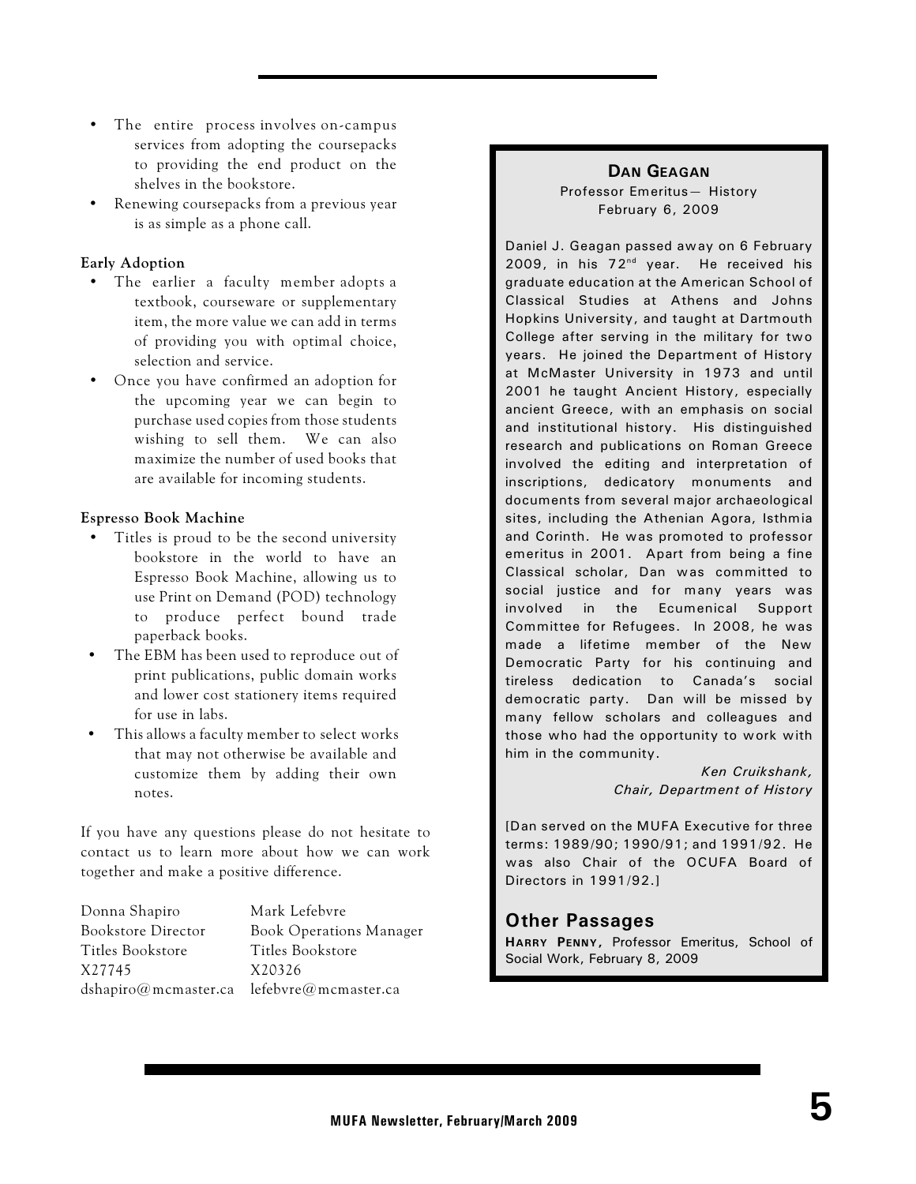- The entire process involves on-campus services from adopting the coursepacks to providing the end product on the shelves in the bookstore.
- Renewing coursepacks from a previous year is as simple as a phone call.

**Early Adoption**

- The earlier a faculty member adopts a textbook, courseware or supplementary item, the more value we can add in terms of providing you with optimal choice, selection and service.
- Once you have confirmed an adoption for the upcoming year we can begin to purchase used copies from those students wishing to sell them. We can also maximize the number of used books that are available for incoming students.

**Espresso Book Machine**

- Titles is proud to be the second university bookstore in the world to have an Espresso Book Machine, allowing us to use Print on Demand (POD) technology to produce perfect bound trade paperback books.
- The EBM has been used to reproduce out of print publications, public domain works and lower cost stationery items required for use in labs.
- This allows a faculty member to select works that may not otherwise be available and customize them by adding their own notes.

If you have any questions please do not hesitate to contact us to learn more about how we can work together and make a positive difference.

Donna Shapiro
Bookstore Director
Titles Bookstore
X27745
dshapiro@mcmaster.ca

Mark Lefebvre
Book Operations Manager
Titles Bookstore
X20326
lefebvre@mcmaster.ca

## DAN GEAGAN

Professor Emeritus— History
February 6, 2009

Daniel J. Geagan passed away on 6 February 2009, in his 72nd year. He received his graduate education at the American School of Classical Studies at Athens and Johns Hopkins University, and taught at Dartmouth College after serving in the military for two years. He joined the Department of History at McMaster University in 1973 and until 2001 he taught Ancient History, especially ancient Greece, with an emphasis on social and institutional history. His distinguished research and publications on Roman Greece involved the editing and interpretation of inscriptions, dedicatory monuments and documents from several major archaeological sites, including the Athenian Agora, Isthmia and Corinth. He was promoted to professor emeritus in 2001. Apart from being a fine Classical scholar, Dan was committed to social justice and for many years was involved in the Ecumenical Support Committee for Refugees. In 2008, he was made a lifetime member of the New Democratic Party for his continuing and tireless dedication to Canada's social democratic party. Dan will be missed by many fellow scholars and colleagues and those who had the opportunity to work with him in the community.

*Ken Cruikshank,*
*Chair, Department of History*

[Dan served on the MUFA Executive for three terms: 1989/90; 1990/91; and 1991/92. He was also Chair of the OCUFA Board of Directors in 1991/92.]

## Other Passages

**HARRY PENNY,** Professor Emeritus, School of Social Work, February 8, 2009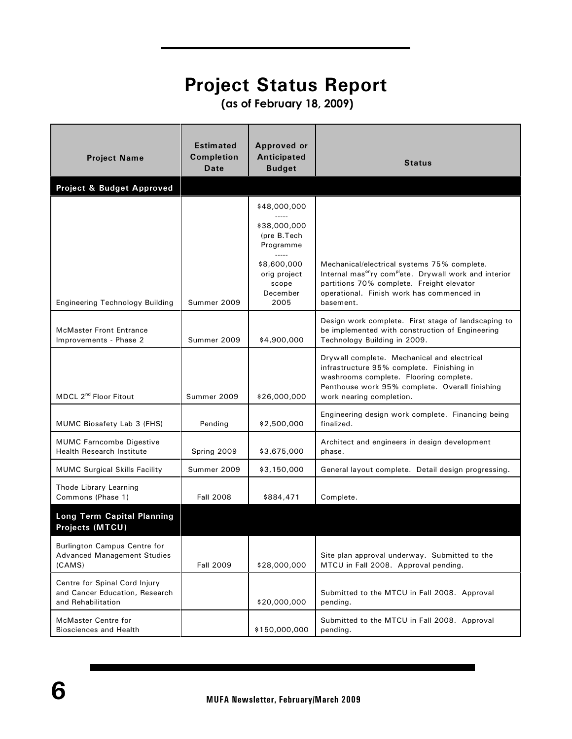# Project Status Report

(as of February 18, 2009)

| Project Name | Estimated Completion Date | Approved or Anticipated Budget | Status |
|---|---|---|---|
| **Project & Budget Approved** | | | |
| Engineering Technology Building | Summer 2009 | $48,000,000 ----- $38,000,000 (pre B.Tech Programme ----- $8,600,000 orig project scope December 2005 | Mechanical/electrical systems 75% complete. Internal mas^on^ry com^pl^ete. Drywall work and interior partitions 70% complete. Freight elevator operational. Finish work has commenced in basement. |
| McMaster Front Entrance Improvements - Phase 2 | Summer 2009 | $4,900,000 | Design work complete. First stage of landscaping to be implemented with construction of Engineering Technology Building in 2009. |
| MDCL 2nd Floor Fitout | Summer 2009 | $26,000,000 | Drywall complete. Mechanical and electrical infrastructure 95% complete. Finishing in washrooms complete. Flooring complete. Penthouse work 95% complete. Overall finishing work nearing completion. |
| MUMC Biosafety Lab 3 (FHS) | Pending | $2,500,000 | Engineering design work complete. Financing being finalized. |
| MUMC Farncombe Digestive Health Research Institute | Spring 2009 | $3,675,000 | Architect and engineers in design development phase. |
| MUMC Surgical Skills Facility | Summer 2009 | $3,150,000 | General layout complete. Detail design progressing. |
| Thode Library Learning Commons (Phase 1) | Fall 2008 | $884,471 | Complete. |
| **Long Term Capital Planning Projects (MTCU)** | | | |
| Burlington Campus Centre for Advanced Management Studies (CAMS) | Fall 2009 | $28,000,000 | Site plan approval underway. Submitted to the MTCU in Fall 2008. Approval pending. |
| Centre for Spinal Cord Injury and Cancer Education, Research and Rehabilitation | | $20,000,000 | Submitted to the MTCU in Fall 2008. Approval pending. |
| McMaster Centre for Biosciences and Health | | $150,000,000 | Submitted to the MTCU in Fall 2008. Approval pending. |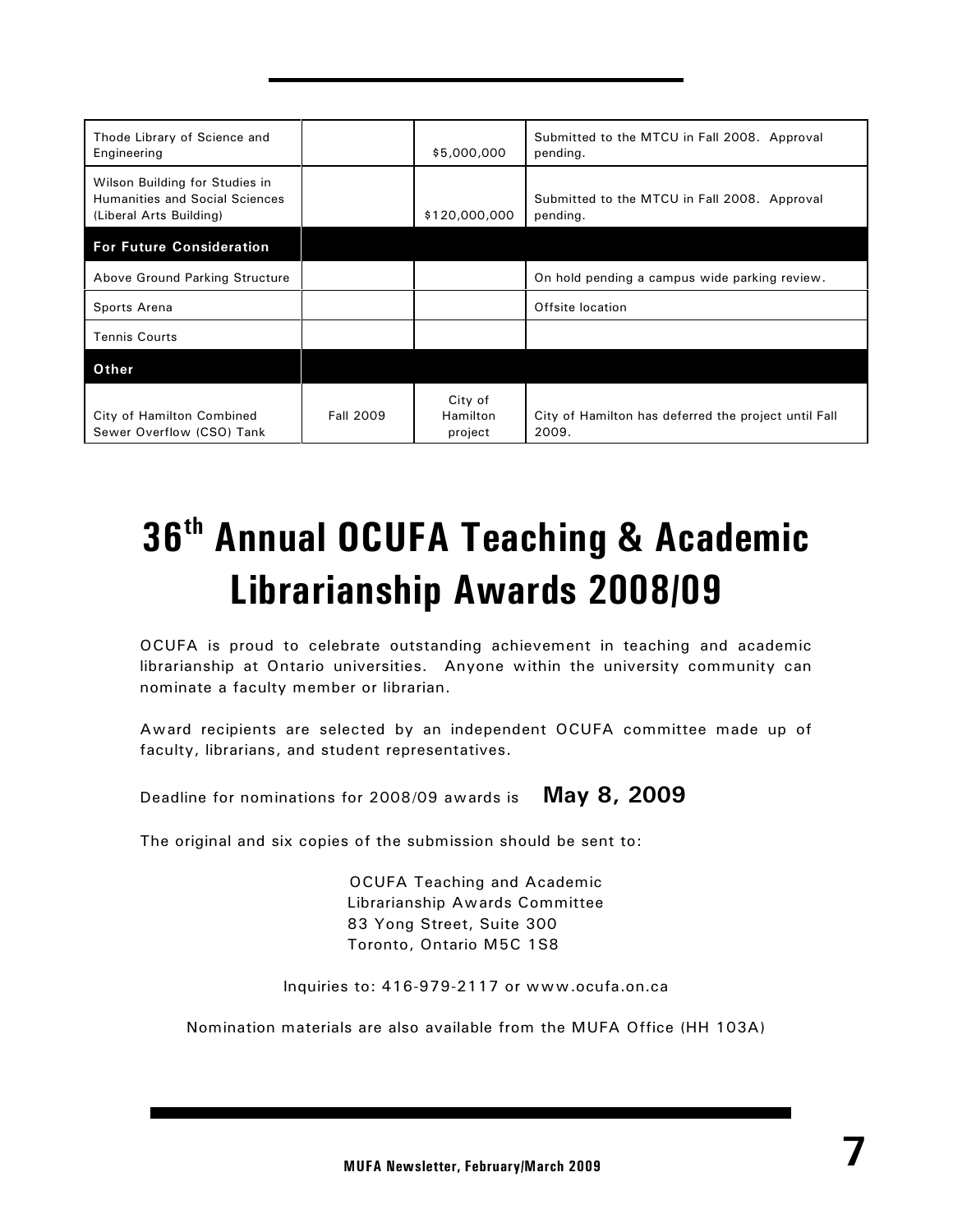| | | | |
|---|---|---|---|
| Thode Library of Science and Engineering | | $5,000,000 | Submitted to the MTCU in Fall 2008. Approval pending. |
| Wilson Building for Studies in Humanities and Social Sciences (Liberal Arts Building) | | $120,000,000 | Submitted to the MTCU in Fall 2008. Approval pending. |
| **For Future Consideration** | | | |
| Above Ground Parking Structure | | | On hold pending a campus wide parking review. |
| Sports Arena | | | Offsite location |
| Tennis Courts | | | |
| **Other** | | | |
| City of Hamilton Combined Sewer Overflow (CSO) Tank | Fall 2009 | City of Hamilton project | City of Hamilton has deferred the project until Fall 2009. |

# 36th Annual OCUFA Teaching & Academic Librarianship Awards 2008/09

OCUFA is proud to celebrate outstanding achievement in teaching and academic librarianship at Ontario universities. Anyone within the university community can nominate a faculty member or librarian.

Award recipients are selected by an independent OCUFA committee made up of faculty, librarians, and student representatives.

Deadline for nominations for 2008/09 awards is **May 8, 2009**

The original and six copies of the submission should be sent to:

OCUFA Teaching and Academic
Librarianship Awards Committee
83 Yong Street, Suite 300
Toronto, Ontario M5C 1S8

Inquiries to: 416-979-2117 or www.ocufa.on.ca

Nomination materials are also available from the MUFA Office (HH 103A)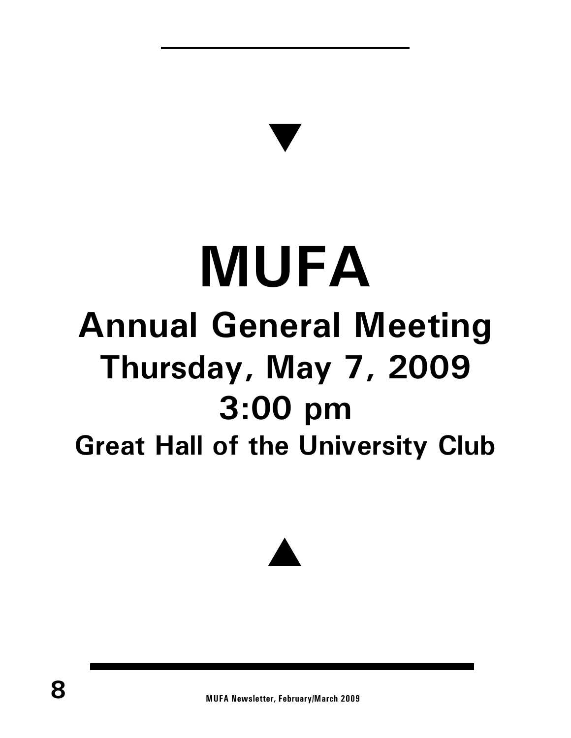# MUFA

## Annual General Meeting

## Thursday, May 7, 2009

## 3:00 pm

### Great Hall of the University Club